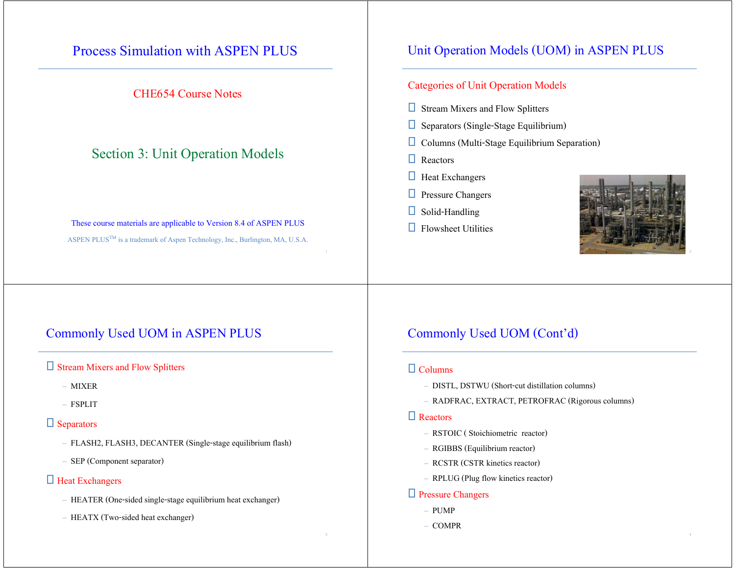# Process Simulation with ASPEN PLUS

CHE654 Course Notes

## Section 3: Unit Operation Models

These course materials are applicable to Version 8.4 of ASPEN PLUS

ASPEN PLUS[TM] is a trademark of Aspen Technology, Inc., Burlington, MA, U.S.A.

## Unit Operation Models (UOM) in ASPEN PLUS

### Categories of Unit Operation Models

- Stream Mixers and Flow Splitters
- Separators (Single-Stage Equilibrium)
- Columns (Multi-Stage Equilibrium Separation)
- Reactors
- Heat Exchangers
- Pressure Changers
- Solid-Handling
- Flowsheet Utilities

## Commonly Used UOM in ASPEN PLUS

- Stream Mixers and Flow Splitters
  - MIXER
  - FSPLIT
- Separators
  - FLASH2, FLASH3, DECANTER (Single-stage equilibrium flash)
  - SEP (Component separator)
- Heat Exchangers
  - HEATER (One-sided single-stage equilibrium heat exchanger)
  - HEATX (Two-sided heat exchanger)

## Commonly Used UOM (Cont'd)

- Columns
  - DISTL, DSTWU (Short-cut distillation columns)
  - RADFRAC, EXTRACT, PETROFRAC (Rigorous columns)
- Reactors
  - RSTOIC ( Stoichiometric reactor)
  - RGIBBS (Equilibrium reactor)
  - RCSTR (CSTR kinetics reactor)
  - RPLUG (Plug flow kinetics reactor)
- Pressure Changers
  - PUMP
  - COMPR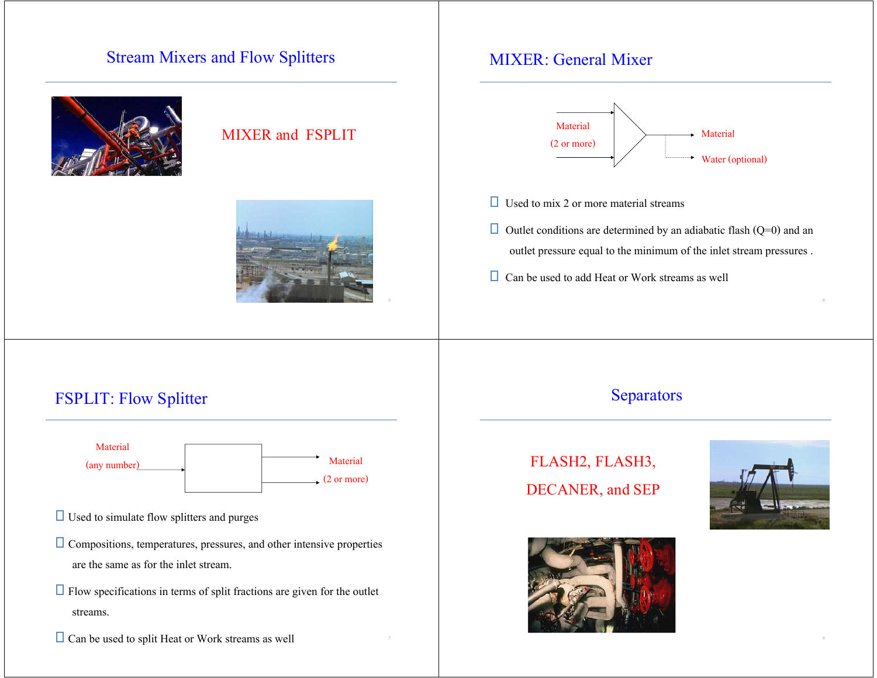## Stream Mixers and Flow Splitters

MIXER and FSPLIT

## MIXER: General Mixer

Material (2 or more) → Material, Water (optional)

- Used to mix 2 or more material streams
- Outlet conditions are determined by an adiabatic flash (Q=0) and an outlet pressure equal to the minimum of the inlet stream pressures .
- Can be used to add Heat or Work streams as well

## FSPLIT: Flow Splitter

Material (any number) → Material (2 or more)

- Used to simulate flow splitters and purges
- Compositions, temperatures, pressures, and other intensive properties are the same as for the inlet stream.
- Flow specifications in terms of split fractions are given for the outlet streams.
- Can be used to split Heat or Work streams as well

## Separators

FLASH2, FLASH3, DECANER, and SEP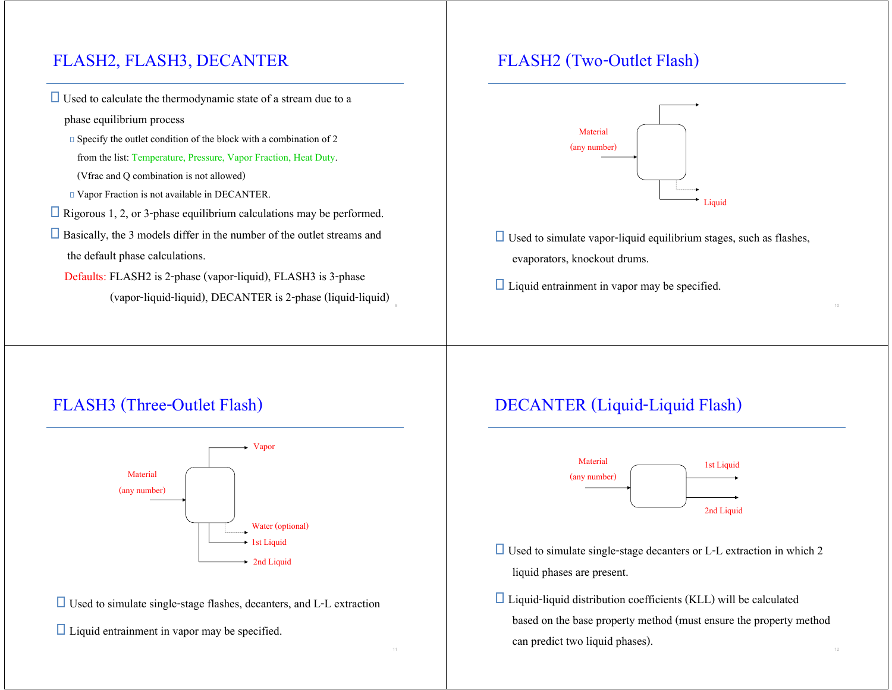## FLASH2, FLASH3, DECANTER

- Used to calculate the thermodynamic state of a stream due to a phase equilibrium process
  - Specify the outlet condition of the block with a combination of 2 from the list: Temperature, Pressure, Vapor Fraction, Heat Duty. (Vfrac and Q combination is not allowed)
  - Vapor Fraction is not available in DECANTER.
- Rigorous 1, 2, or 3-phase equilibrium calculations may be performed.
- Basically, the 3 models differ in the number of the outlet streams and the default phase calculations.

  Defaults: FLASH2 is 2-phase (vapor-liquid), FLASH3 is 3-phase (vapor-liquid-liquid), DECANTER is 2-phase (liquid-liquid)

## FLASH2 (Two-Outlet Flash)

Material (any number)

Liquid

- Used to simulate vapor-liquid equilibrium stages, such as flashes, evaporators, knockout drums.
- Liquid entrainment in vapor may be specified.

## FLASH3 (Three-Outlet Flash)

Material (any number)

Vapor

Water (optional)

1st Liquid

2nd Liquid

- Used to simulate single-stage flashes, decanters, and L-L extraction
- Liquid entrainment in vapor may be specified.

## DECANTER (Liquid-Liquid Flash)

Material (any number)

1st Liquid

2nd Liquid

- Used to simulate single-stage decanters or L-L extraction in which 2 liquid phases are present.
- Liquid-liquid distribution coefficients (KLL) will be calculated based on the base property method (must ensure the property method can predict two liquid phases).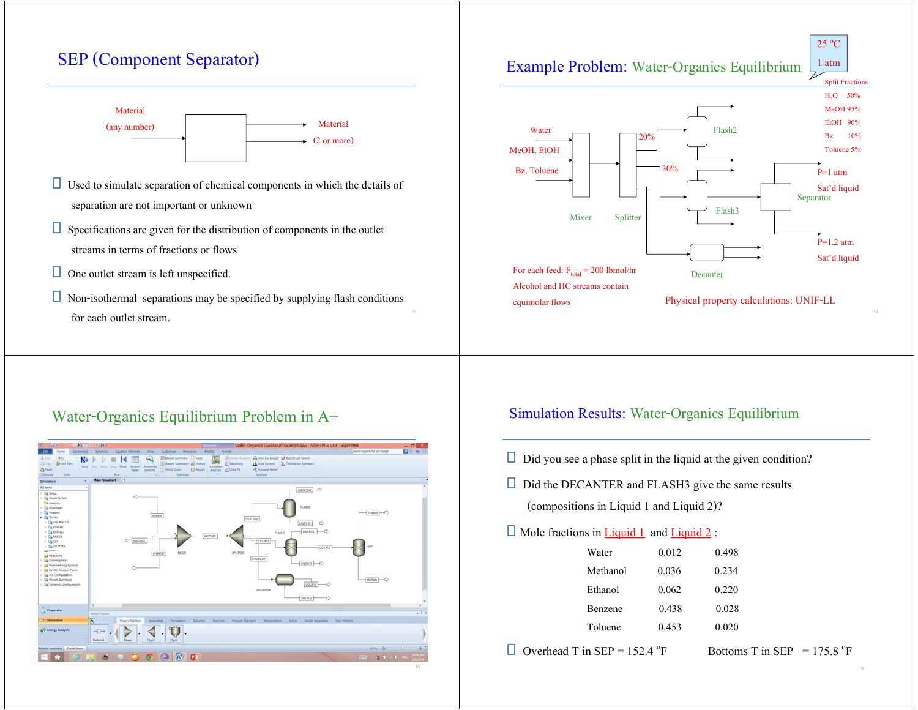## SEP (Component Separator)

Material (any number) → [SEP] → Material (2 or more)

- Used to simulate separation of chemical components in which the details of separation are not important or unknown
- Specifications are given for the distribution of components in the outlet streams in terms of fractions or flows
- One outlet stream is left unspecified.
- Non-isothermal separations may be specified by supplying flash conditions for each outlet stream.

## Example Problem: Water-Organics Equilibrium

25 °C, 1 atm

Split Fractions:
- $H_2O$ 50%
- MeOH 95%
- EtOH 90%
- Bz 10%
- Toluene 5%

Feeds: Water; MeOH, EtOH; Bz, Toluene → Mixer → Splitter (20% → Flash2; 30% → Flash3; remainder → Decanter)

Flash3 → Separator: P=1 atm, Sat'd liquid; P=1.2 atm, Sat'd liquid

For each feed: $F_{total}$ = 200 lbmol/hr

Alcohol and HC streams contain equimolar flows

Physical property calculations: UNIF-LL

## Water-Organics Equilibrium Problem in A+

## Simulation Results: Water-Organics Equilibrium

- Did you see a phase split in the liquid at the given condition?
- Did the DECANTER and FLASH3 give the same results (compositions in Liquid 1 and Liquid 2)?
- Mole fractions in Liquid 1 and Liquid 2 :

| | Liquid 1 | Liquid 2 |
|---|---|---|
| Water | 0.012 | 0.498 |
| Methanol | 0.036 | 0.234 |
| Ethanol | 0.062 | 0.220 |
| Benzene | 0.438 | 0.028 |
| Toluene | 0.453 | 0.020 |

- Overhead T in SEP = 152.4 °F  Bottoms T in SEP = 175.8 °F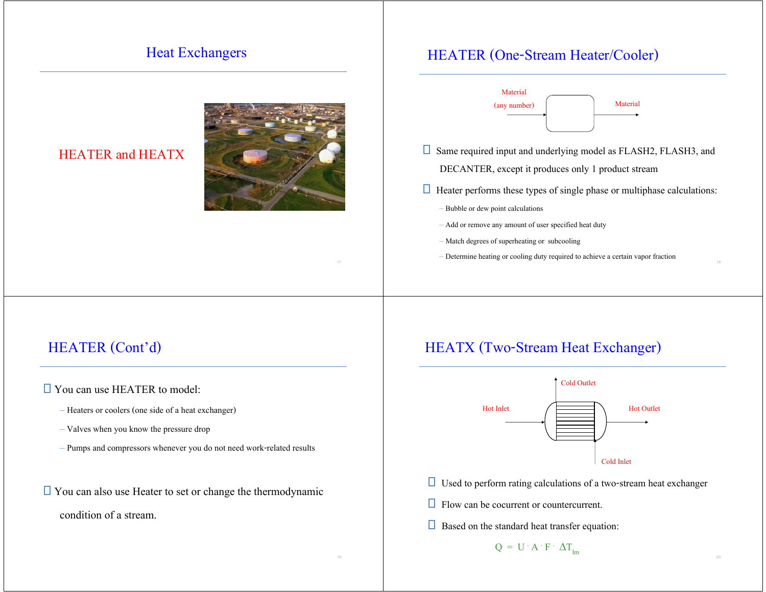# Heat Exchangers

HEATER and HEATX

## HEATER (One-Stream Heater/Cooler)

Material (any number) → [ ] → Material

- Same required input and underlying model as FLASH2, FLASH3, and DECANTER, except it produces only 1 product stream
- Heater performs these types of single phase or multiphase calculations:
  - Bubble or dew point calculations
  - Add or remove any amount of user specified heat duty
  - Match degrees of superheating or subcooling
  - Determine heating or cooling duty required to achieve a certain vapor fraction

## HEATER (Cont'd)

- You can use HEATER to model:
  - Heaters or coolers (one side of a heat exchanger)
  - Valves when you know the pressure drop
  - Pumps and compressors whenever you do not need work-related results
- You can also use Heater to set or change the thermodynamic condition of a stream.

## HEATX (Two-Stream Heat Exchanger)

Hot Inlet, Hot Outlet, Cold Inlet, Cold Outlet

- Used to perform rating calculations of a two-stream heat exchanger
- Flow can be cocurrent or countercurrent.
- Based on the standard heat transfer equation:

$$Q = U \cdot A \cdot F \cdot \Delta T_{lm}$$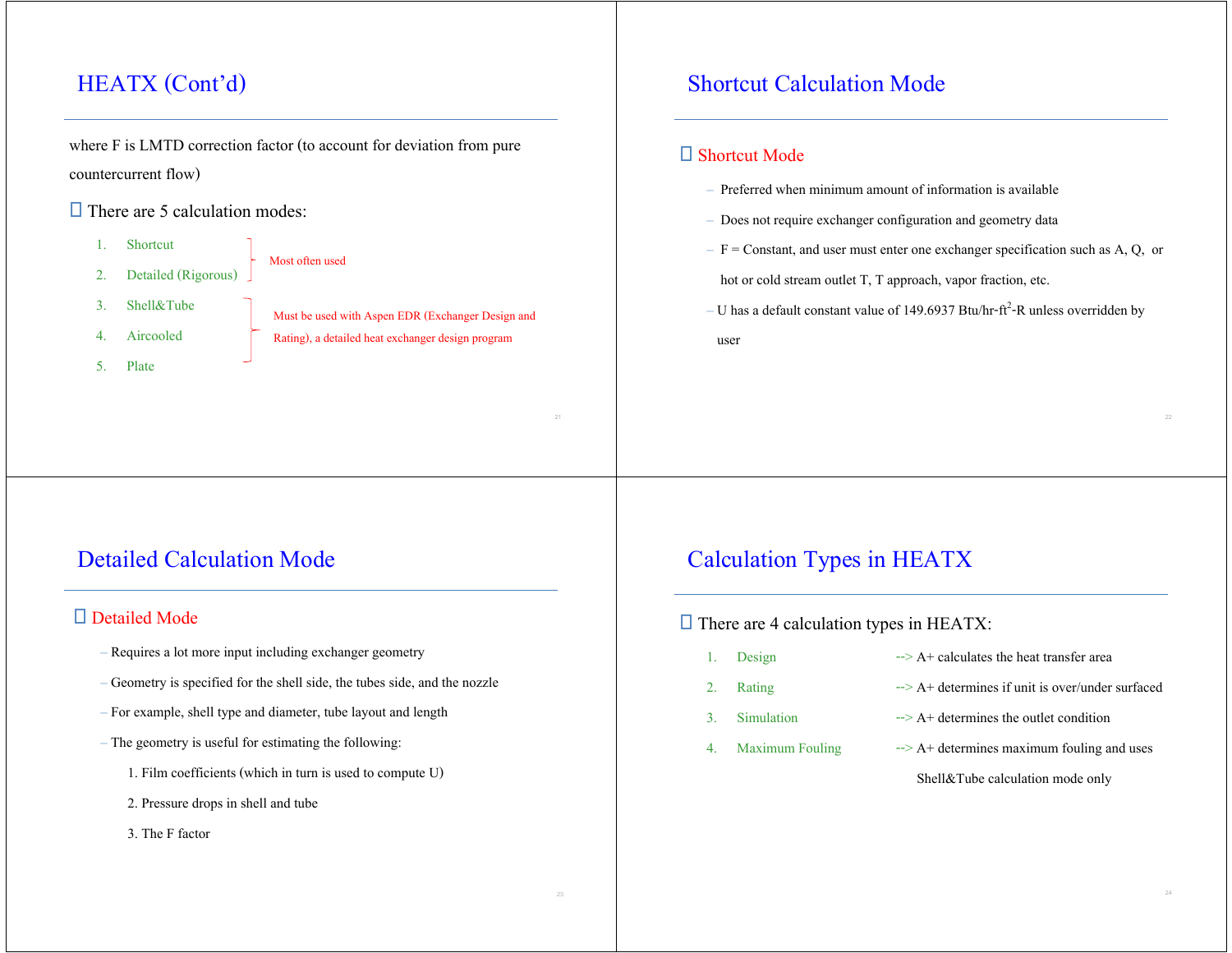## HEATX (Cont'd)

where F is LMTD correction factor (to account for deviation from pure countercurrent flow)

- There are 5 calculation modes:
  1. Shortcut
  2. Detailed (Rigorous)
  3. Shell&Tube
  4. Aircooled
  5. Plate

(1–2: Most often used)

(3–5: Must be used with Aspen EDR (Exchanger Design and Rating), a detailed heat exchanger design program)

## Shortcut Calculation Mode

- Shortcut Mode
  - Preferred when minimum amount of information is available
  - Does not require exchanger configuration and geometry data
  - F = Constant, and user must enter one exchanger specification such as A, Q, or hot or cold stream outlet T, T approach, vapor fraction, etc.
  - U has a default constant value of 149.6937 Btu/hr-ft$^2$-R unless overridden by user

## Detailed Calculation Mode

- Detailed Mode
  - Requires a lot more input including exchanger geometry
  - Geometry is specified for the shell side, the tubes side, and the nozzle
  - For example, shell type and diameter, tube layout and length
  - The geometry is useful for estimating the following:
    1. Film coefficients (which in turn is used to compute U)
    2. Pressure drops in shell and tube
    3. The F factor

## Calculation Types in HEATX

- There are 4 calculation types in HEATX:
  1. Design --> A+ calculates the heat transfer area
  2. Rating --> A+ determines if unit is over/under surfaced
  3. Simulation --> A+ determines the outlet condition
  4. Maximum Fouling --> A+ determines maximum fouling and uses Shell&Tube calculation mode only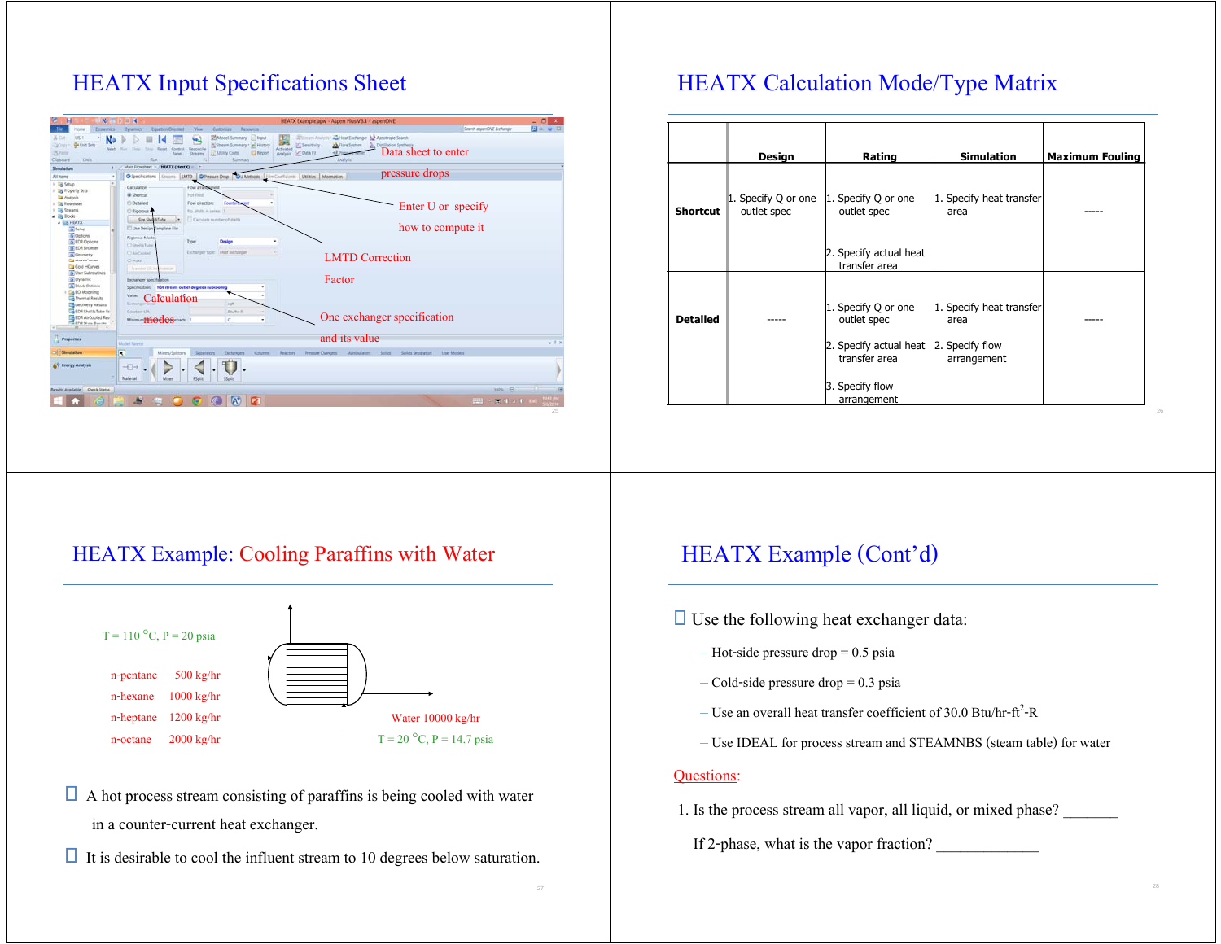# HEATX Input Specifications Sheet

Data sheet to enter pressure drops

Enter U or specify how to compute it

LMTD Correction Factor

Calculation modes

One exchanger specification and its value

# HEATX Calculation Mode/Type Matrix

| | Design | Rating | Simulation | Maximum Fouling |
|---|---|---|---|---|
| **Shortcut** | 1. Specify Q or one outlet spec | 1. Specify Q or one outlet spec<br>2. Specify actual heat transfer area | 1. Specify heat transfer area | ----- |
| **Detailed** | ----- | 1. Specify Q or one outlet spec<br>2. Specify actual heat transfer area<br>3. Specify flow arrangement | 1. Specify heat transfer area<br>2. Specify flow arrangement | ----- |

# HEATX Example: Cooling Paraffins with Water

T = 110 °C, P = 20 psia

| | |
|---|---|
| n-pentane | 500 kg/hr |
| n-hexane | 1000 kg/hr |
| n-heptane | 1200 kg/hr |
| n-octane | 2000 kg/hr |

Water 10000 kg/hr

T = 20 °C, P = 14.7 psia

- A hot process stream consisting of paraffins is being cooled with water in a counter-current heat exchanger.
- It is desirable to cool the influent stream to 10 degrees below saturation.

# HEATX Example (Cont'd)

- Use the following heat exchanger data:
  - Hot-side pressure drop = 0.5 psia
  - Cold-side pressure drop = 0.3 psia
  - Use an overall heat transfer coefficient of 30.0 Btu/hr-ft$^2$-R
  - Use IDEAL for process stream and STEAMNBS (steam table) for water

Questions:

1. Is the process stream all vapor, all liquid, or mixed phase? _______

   If 2-phase, what is the vapor fraction? _____________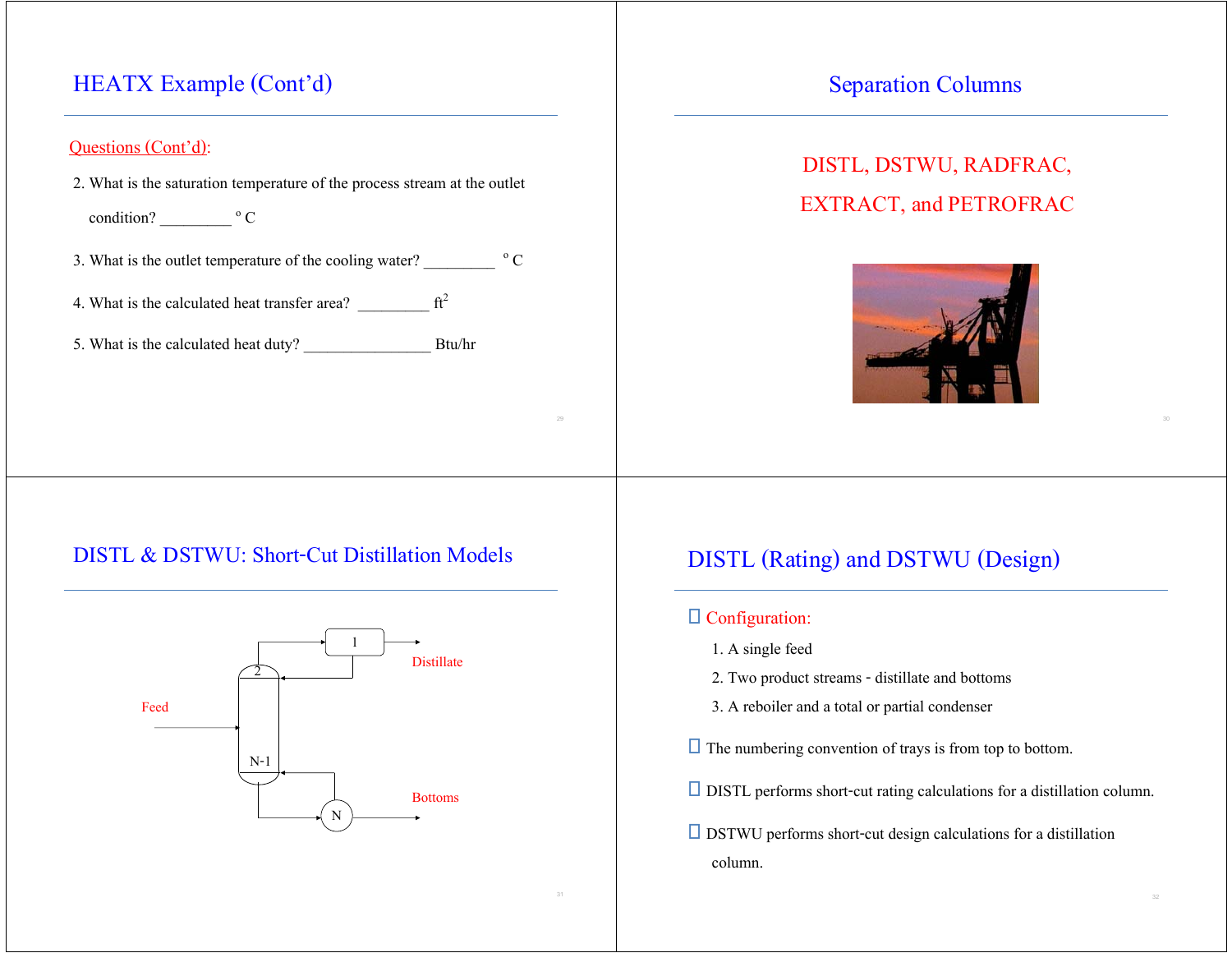## HEATX Example (Cont'd)

Questions (Cont'd):

2. What is the saturation temperature of the process stream at the outlet condition? _________ $^{o}$C

3. What is the outlet temperature of the cooling water? _________ $^{o}$C

4. What is the calculated heat transfer area? _________ ft$^2$

5. What is the calculated heat duty? ________________ Btu/hr

## Separation Columns

DISTL, DSTWU, RADFRAC, EXTRACT, and PETROFRAC

## DISTL & DSTWU: Short-Cut Distillation Models

Feed

1

2

N-1

N

Distillate

Bottoms

## DISTL (Rating) and DSTWU (Design)

- Configuration:
  1. A single feed
  2. Two product streams - distillate and bottoms
  3. A reboiler and a total or partial condenser
- The numbering convention of trays is from top to bottom.
- DISTL performs short-cut rating calculations for a distillation column.
- DSTWU performs short-cut design calculations for a distillation column.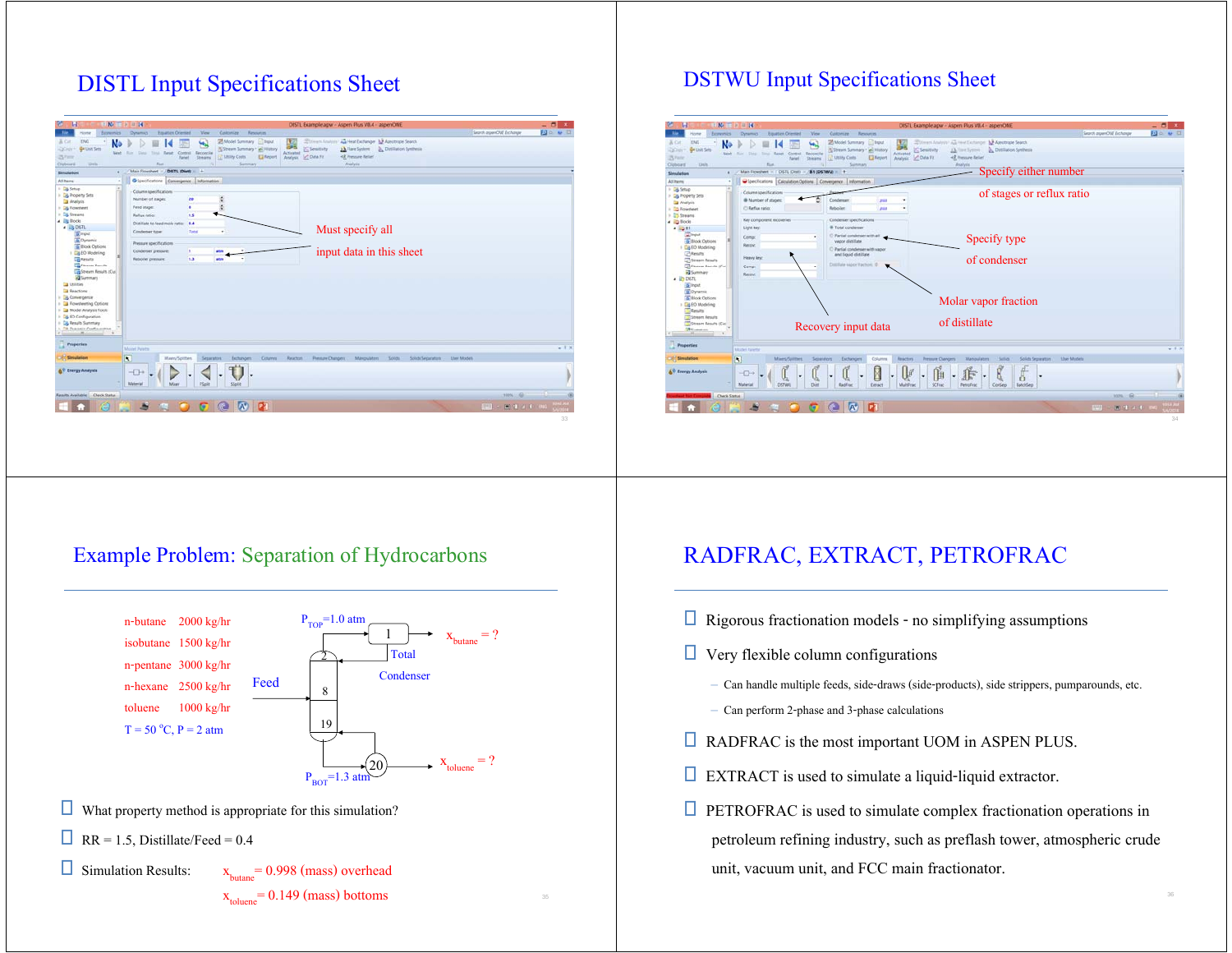## DISTL Input Specifications Sheet

Must specify all input data in this sheet

## DSTWU Input Specifications Sheet

Specify either number of stages or reflux ratio

Specify type of condenser

Molar vapor fraction of distillate

Recovery input data

## Example Problem: Separation of Hydrocarbons

n-butane 2000 kg/hr

isobutane 1500 kg/hr

n-pentane 3000 kg/hr

n-hexane 2500 kg/hr

toluene 1000 kg/hr

T = 50 °C, P = 2 atm

Feed

$P_{TOP}$=1.0 atm

Total Condenser

$x_{butane}$ = ?

$P_{BOT}$=1.3 atm

$x_{toluene}$ = ?

- What property method is appropriate for this simulation?
- RR = 1.5, Distillate/Feed = 0.4
- Simulation Results: $x_{butane}$ = 0.998 (mass) overhead

  $x_{toluene}$ = 0.149 (mass) bottoms

## RADFRAC, EXTRACT, PETROFRAC

- Rigorous fractionation models - no simplifying assumptions
- Very flexible column configurations
  - Can handle multiple feeds, side-draws (side-products), side strippers, pumparounds, etc.
  - Can perform 2-phase and 3-phase calculations
- RADFRAC is the most important UOM in ASPEN PLUS.
- EXTRACT is used to simulate a liquid-liquid extractor.
- PETROFRAC is used to simulate complex fractionation operations in petroleum refining industry, such as preflash tower, atmospheric crude unit, vacuum unit, and FCC main fractionator.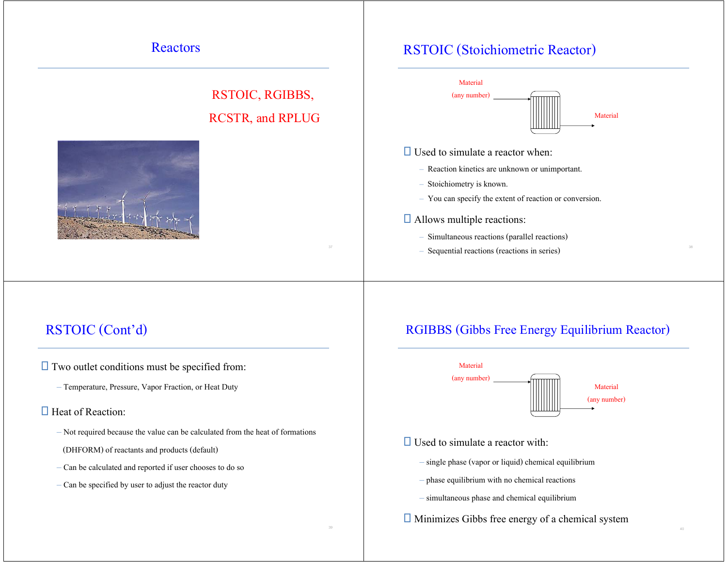# Reactors

RSTOIC, RGIBBS,

RCSTR, and RPLUG

## RSTOIC (Stoichiometric Reactor)

Material (any number) → Material

- Used to simulate a reactor when:
  - Reaction kinetics are unknown or unimportant.
  - Stoichiometry is known.
  - You can specify the extent of reaction or conversion.
- Allows multiple reactions:
  - Simultaneous reactions (parallel reactions)
  - Sequential reactions (reactions in series)

## RSTOIC (Cont'd)

- Two outlet conditions must be specified from:
  - Temperature, Pressure, Vapor Fraction, or Heat Duty
- Heat of Reaction:
  - Not required because the value can be calculated from the heat of formations (DHFORM) of reactants and products (default)
  - Can be calculated and reported if user chooses to do so
  - Can be specified by user to adjust the reactor duty

## RGIBBS (Gibbs Free Energy Equilibrium Reactor)

Material (any number) → Material (any number)

- Used to simulate a reactor with:
  - single phase (vapor or liquid) chemical equilibrium
  - phase equilibrium with no chemical reactions
  - simultaneous phase and chemical equilibrium
- Minimizes Gibbs free energy of a chemical system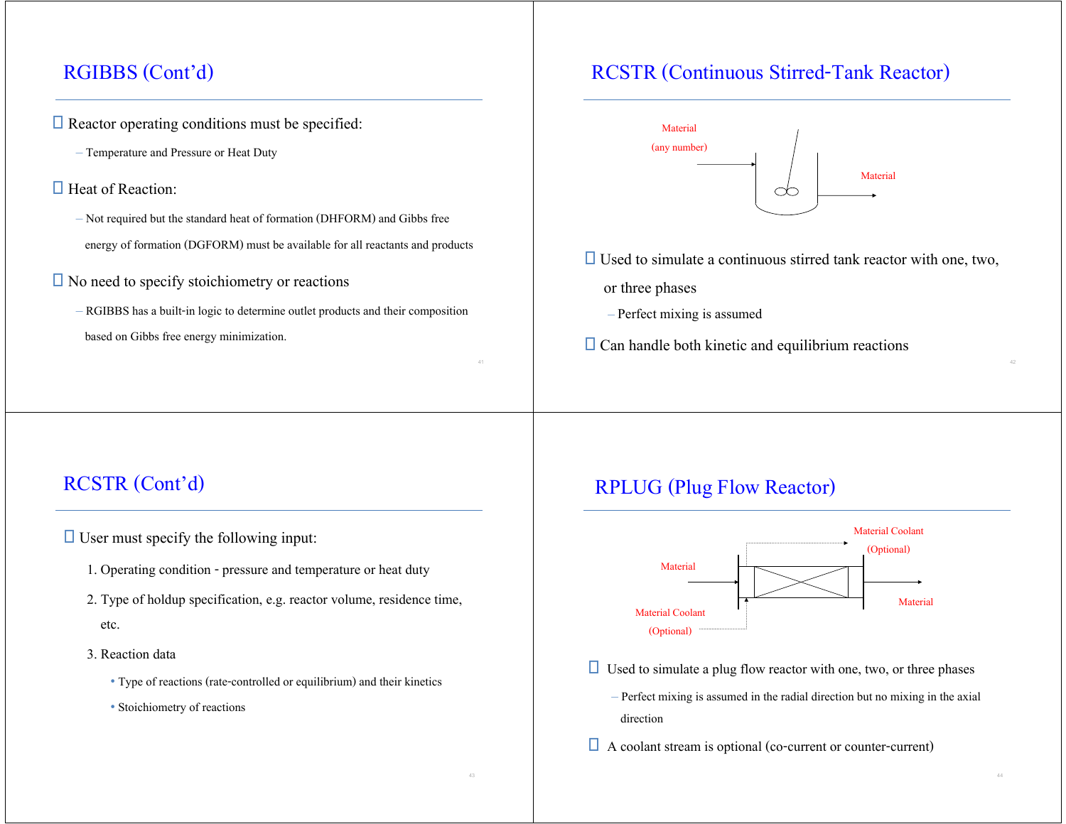## RGIBBS (Cont'd)

- Reactor operating conditions must be specified:
  - Temperature and Pressure or Heat Duty
- Heat of Reaction:
  - Not required but the standard heat of formation (DHFORM) and Gibbs free energy of formation (DGFORM) must be available for all reactants and products
- No need to specify stoichiometry or reactions
  - RGIBBS has a built-in logic to determine outlet products and their composition based on Gibbs free energy minimization.

## RCSTR (Continuous Stirred-Tank Reactor)

Material (any number)

Material

- Used to simulate a continuous stirred tank reactor with one, two, or three phases
  - Perfect mixing is assumed
- Can handle both kinetic and equilibrium reactions

## RCSTR (Cont'd)

- User must specify the following input:
  1. Operating condition - pressure and temperature or heat duty
  2. Type of holdup specification, e.g. reactor volume, residence time, etc.
  3. Reaction data
     - Type of reactions (rate-controlled or equilibrium) and their kinetics
     - Stoichiometry of reactions

## RPLUG (Plug Flow Reactor)

Material Coolant (Optional)

Material

Material Coolant (Optional)

Material

- Used to simulate a plug flow reactor with one, two, or three phases
  - Perfect mixing is assumed in the radial direction but no mixing in the axial direction
- A coolant stream is optional (co-current or counter-current)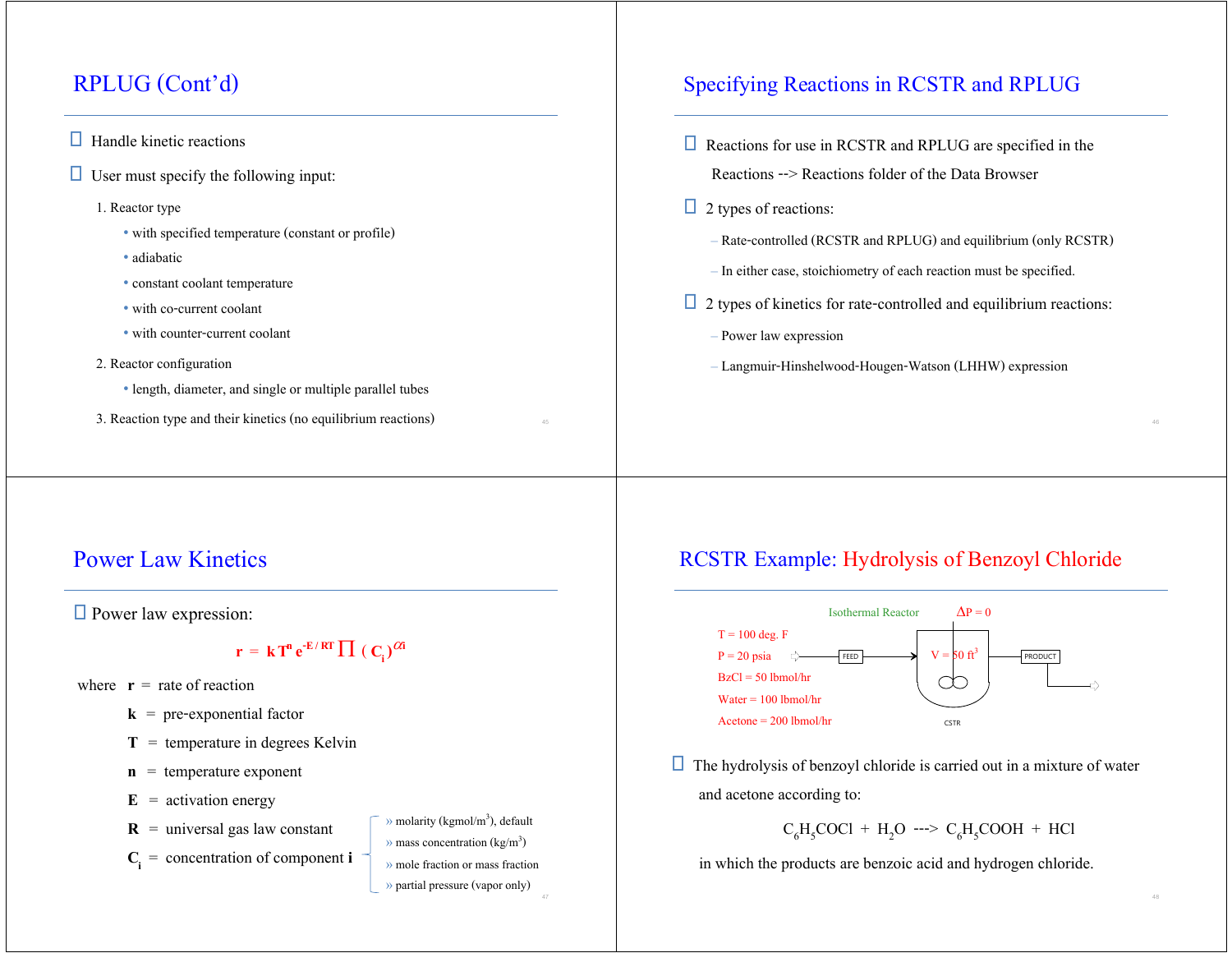## RPLUG (Cont'd)

- Handle kinetic reactions
- User must specify the following input:
  1. Reactor type
     - with specified temperature (constant or profile)
     - adiabatic
     - constant coolant temperature
     - with co-current coolant
     - with counter-current coolant
  2. Reactor configuration
     - length, diameter, and single or multiple parallel tubes
  3. Reaction type and their kinetics (no equilibrium reactions)

## Specifying Reactions in RCSTR and RPLUG

- Reactions for use in RCSTR and RPLUG are specified in the Reactions --> Reactions folder of the Data Browser
- 2 types of reactions:
  - Rate-controlled (RCSTR and RPLUG) and equilibrium (only RCSTR)
  - In either case, stoichiometry of each reaction must be specified.
- 2 types of kinetics for rate-controlled and equilibrium reactions:
  - Power law expression
  - Langmuir-Hinshelwood-Hougen-Watson (LHHW) expression

## Power Law Kinetics

- Power law expression:

$$\mathbf{r} = \mathbf{k}\,\mathbf{T}^{\mathbf{n}}\,\mathbf{e}^{-E/RT} \prod (\mathbf{C_i})^{\alpha_i}$$

where **r** = rate of reaction

**k** = pre-exponential factor

**T** = temperature in degrees Kelvin

**n** = temperature exponent

**E** = activation energy

**R** = universal gas law constant

$\mathbf{C_i}$ = concentration of component **i**

- » molarity (kgmol/m$^3$), default
- » mass concentration (kg/m$^3$)
- » mole fraction or mass fraction
- » partial pressure (vapor only)

## RCSTR Example: Hydrolysis of Benzoyl Chloride

Isothermal Reactor, $\Delta P = 0$

FEED: T = 100 deg. F; P = 20 psia; BzCl = 50 lbmol/hr; Water = 100 lbmol/hr; Acetone = 200 lbmol/hr

CSTR: V = 50 ft$^3$ → PRODUCT

- The hydrolysis of benzoyl chloride is carried out in a mixture of water and acetone according to:

$$C_6H_5COCl + H_2O \dashrightarrow C_6H_5COOH + HCl$$

in which the products are benzoic acid and hydrogen chloride.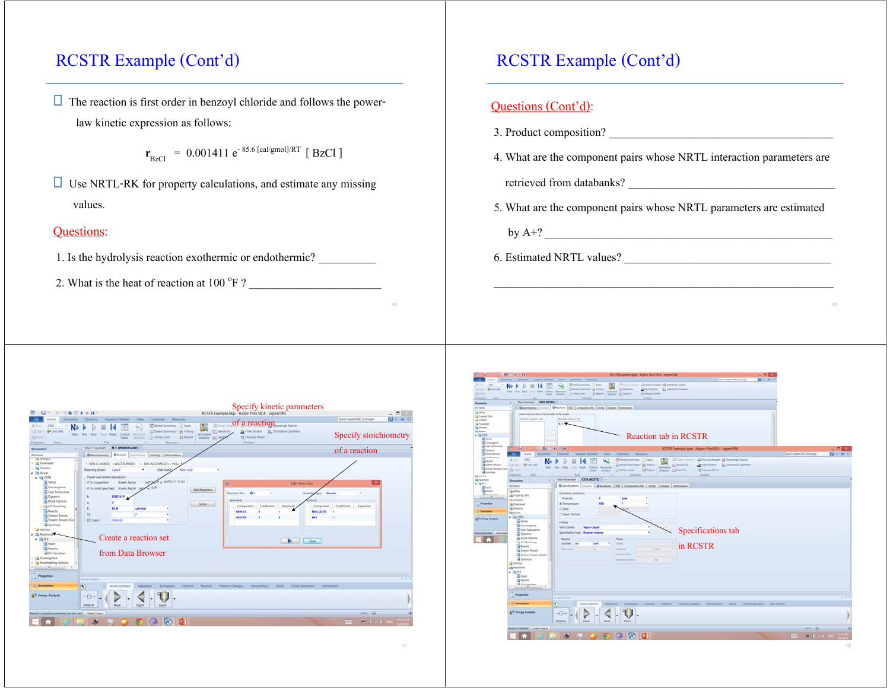# RCSTR Example (Cont'd)

- The reaction is first order in benzoyl chloride and follows the power-law kinetic expression as follows:

$$r_{BzCl} = 0.001411\ e^{-85.6\,[\text{cal/gmol}]/RT}\ [\,BzCl\,]$$

- Use NRTL-RK for property calculations, and estimate any missing values.

Questions:

1. Is the hydrolysis reaction exothermic or endothermic? __________
2. What is the heat of reaction at 100 °F ? ________________________

# RCSTR Example (Cont'd)

Questions (Cont'd):

3. Product composition? ________________________________________
4. What are the component pairs whose NRTL interaction parameters are retrieved from databanks? ____________________________________
5. What are the component pairs whose NRTL parameters are estimated by A+? ______________________________________________
6. Estimated NRTL values? ____________________________________

______________________________________________________________

Specify kinetic parameters of a reaction

Specify stoichiometry of a reaction

Create a reaction set from Data Browser

Reaction tab in RCSTR

Specifications tab in RCSTR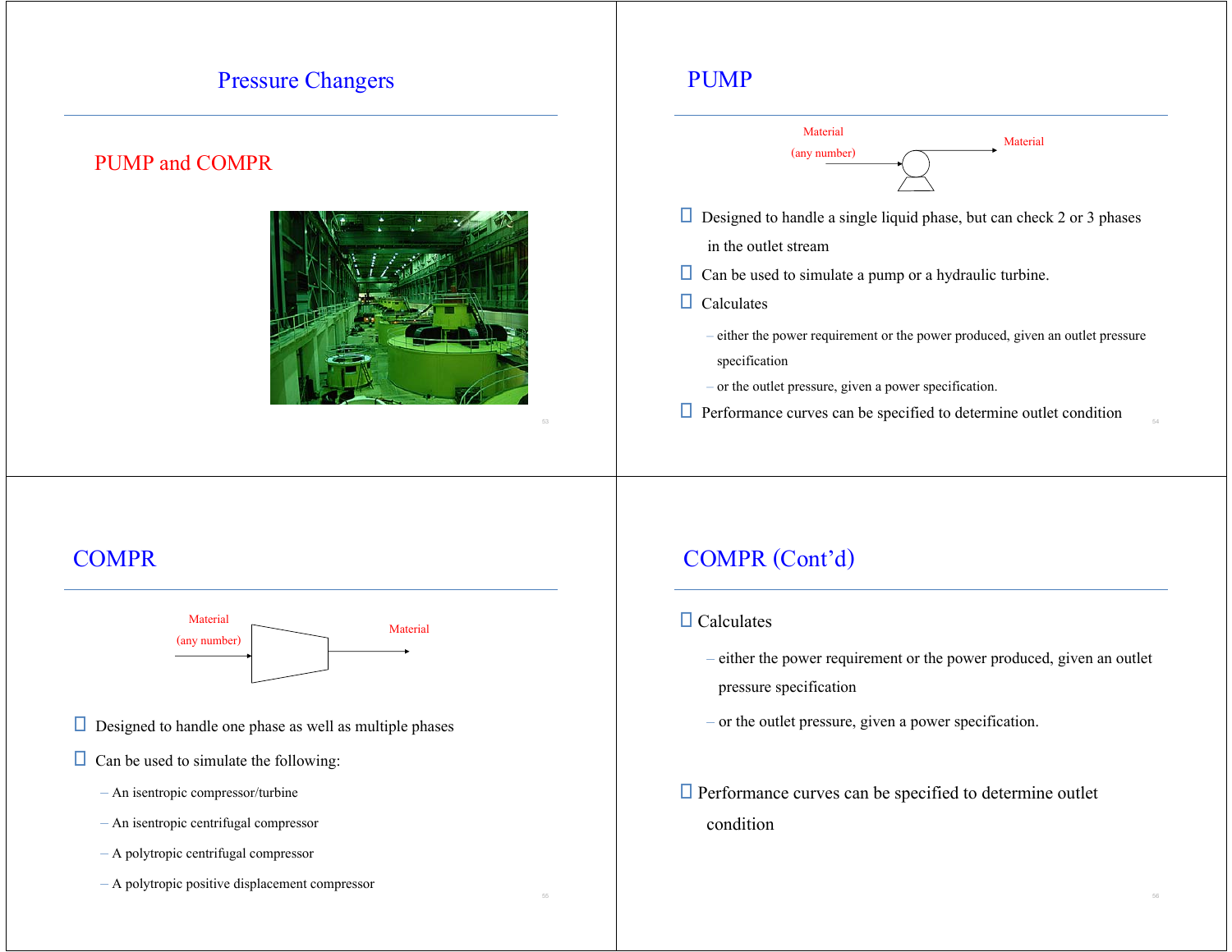# Pressure Changers

## PUMP and COMPR

# PUMP

Material (any number) → Material

- Designed to handle a single liquid phase, but can check 2 or 3 phases in the outlet stream
- Can be used to simulate a pump or a hydraulic turbine.
- Calculates
  - either the power requirement or the power produced, given an outlet pressure specification
  - or the outlet pressure, given a power specification.
- Performance curves can be specified to determine outlet condition

# COMPR

Material (any number) → Material

- Designed to handle one phase as well as multiple phases
- Can be used to simulate the following:
  - An isentropic compressor/turbine
  - An isentropic centrifugal compressor
  - A polytropic centrifugal compressor
  - A polytropic positive displacement compressor

# COMPR (Cont'd)

- Calculates
  - either the power requirement or the power produced, given an outlet pressure specification
  - or the outlet pressure, given a power specification.
- Performance curves can be specified to determine outlet condition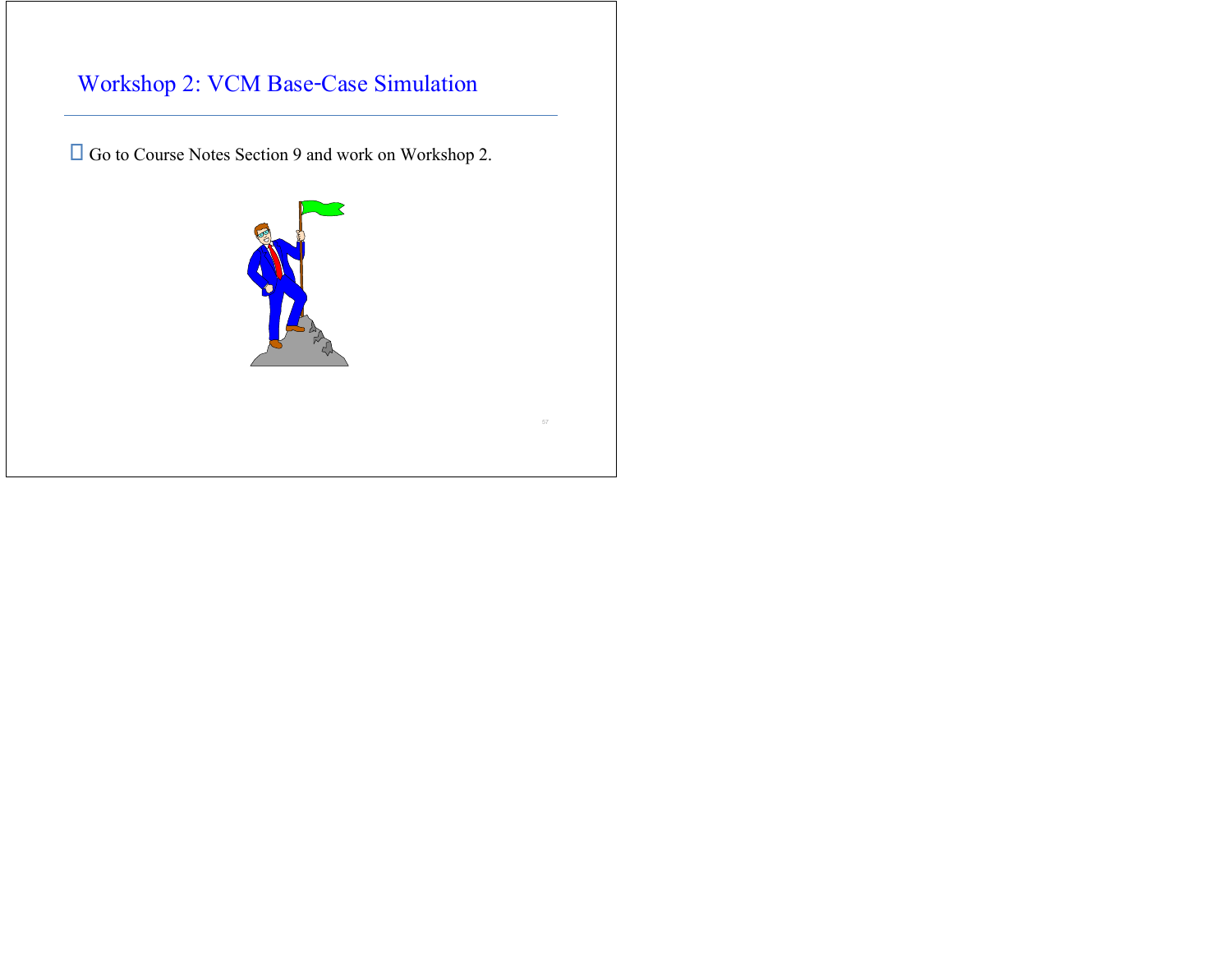# Workshop 2: VCM Base-Case Simulation

- Go to Course Notes Section 9 and work on Workshop 2.